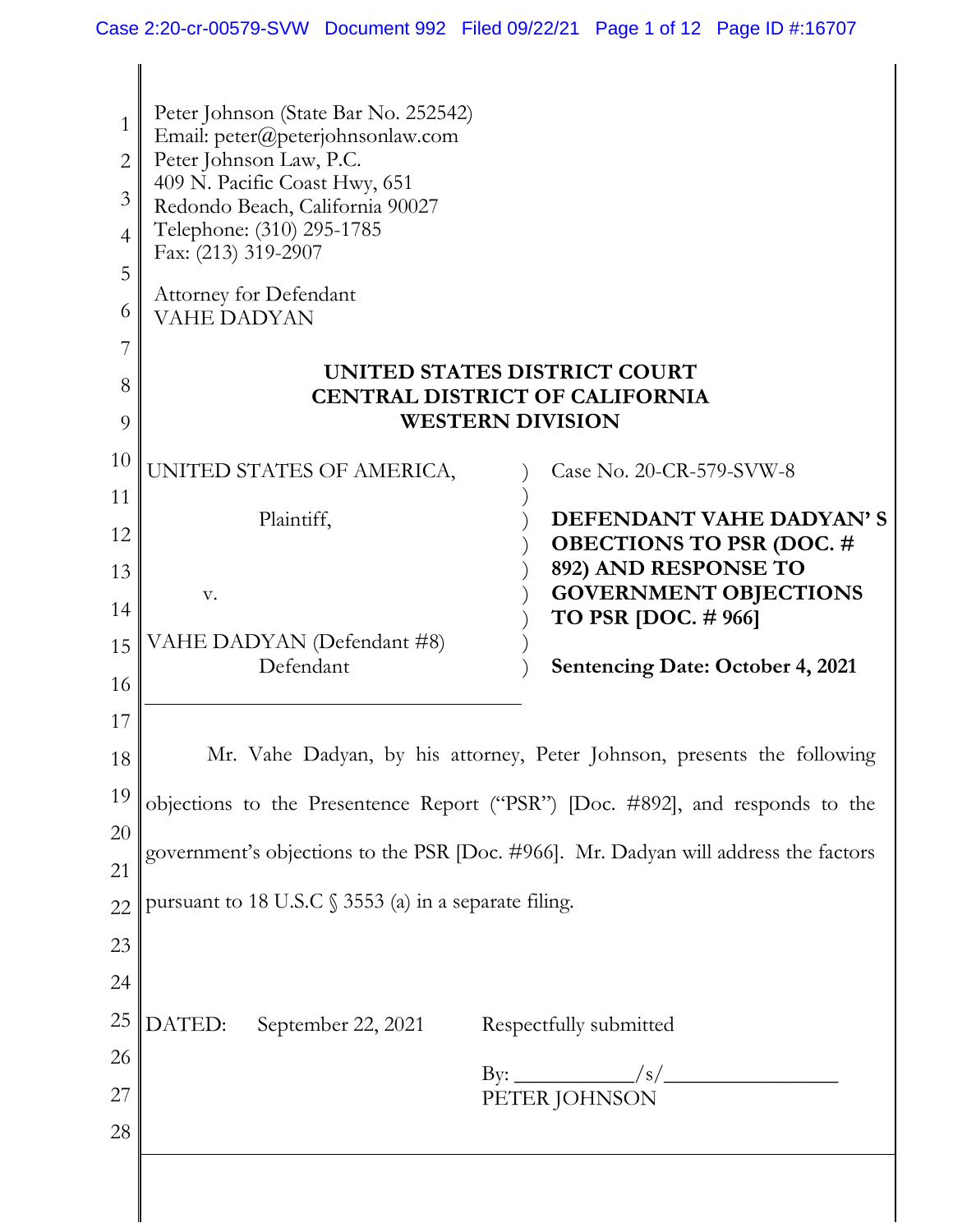Peter Johnson (State Bar No. 252542)
Email: peter@peterjohnsonlaw.com
Peter Johnson Law, P.C.
409 N. Pacific Coast Hwy, 651
Redondo Beach, California 90027
Telephone: (310) 295-1785
Fax: (213) 319-2907

Attorney for Defendant
VAHE DADYAN

**UNITED STATES DISTRICT COURT**
**CENTRAL DISTRICT OF CALIFORNIA**
**WESTERN DIVISION**

UNITED STATES OF AMERICA,

Plaintiff,

v.

VAHE DADYAN (Defendant #8)
Defendant

Case No. 20-CR-579-SVW-8

**DEFENDANT VAHE DADYAN' S OBECTIONS TO PSR (DOC. # 892) AND RESPONSE TO GOVERNMENT OBJECTIONS TO PSR [DOC. # 966]**

**Sentencing Date: October 4, 2021**

Mr. Vahe Dadyan, by his attorney, Peter Johnson, presents the following objections to the Presentence Report ("PSR") [Doc. #892], and responds to the government's objections to the PSR [Doc. #966]. Mr. Dadyan will address the factors pursuant to 18 U.S.C § 3553 (a) in a separate filing.

DATED: September 22, 2021

Respectfully submitted

By: ___________/s/________________
PETER JOHNSON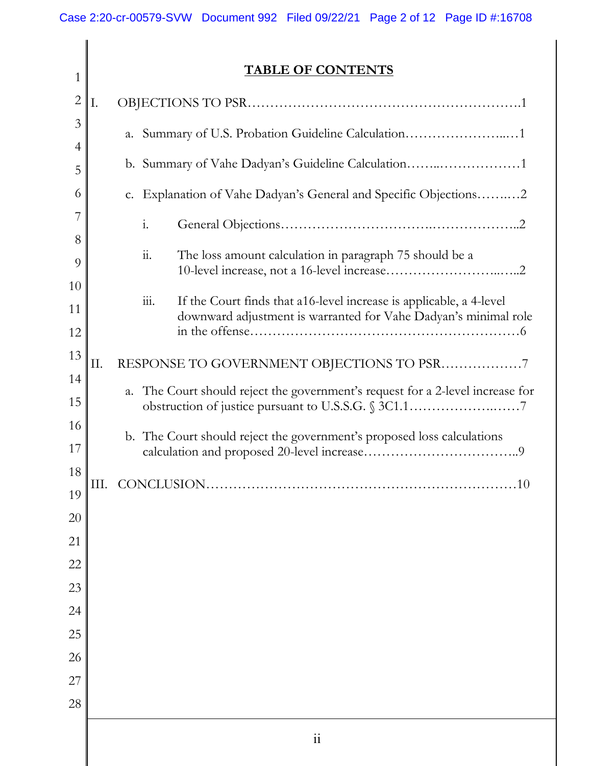# TABLE OF CONTENTS

I. OBJECTIONS TO PSR……………………………………………………….1

a. Summary of U.S. Probation Guideline Calculation…………………...…1

b. Summary of Vahe Dadyan's Guideline Calculation……..………………1

c. Explanation of Vahe Dadyan's General and Specific Objections……..…2

i. General Objections……………………………..………………..2

ii. The loss amount calculation in paragraph 75 should be a 10-level increase, not a 16-level increase……………………...…..2

iii. If the Court finds that a16-level increase is applicable, a 4-level downward adjustment is warranted for Vahe Dadyan's minimal role in the offense…………………………………………………6

II. RESPONSE TO GOVERNMENT OBJECTIONS TO PSR………………7

a. The Court should reject the government's request for a 2-level increase for obstruction of justice pursuant to U.S.S.G. § 3C1.1………………..……7

b. The Court should reject the government's proposed loss calculations calculation and proposed 20-level increase……………………………..9

III. CONCLUSION…………………………………………………………10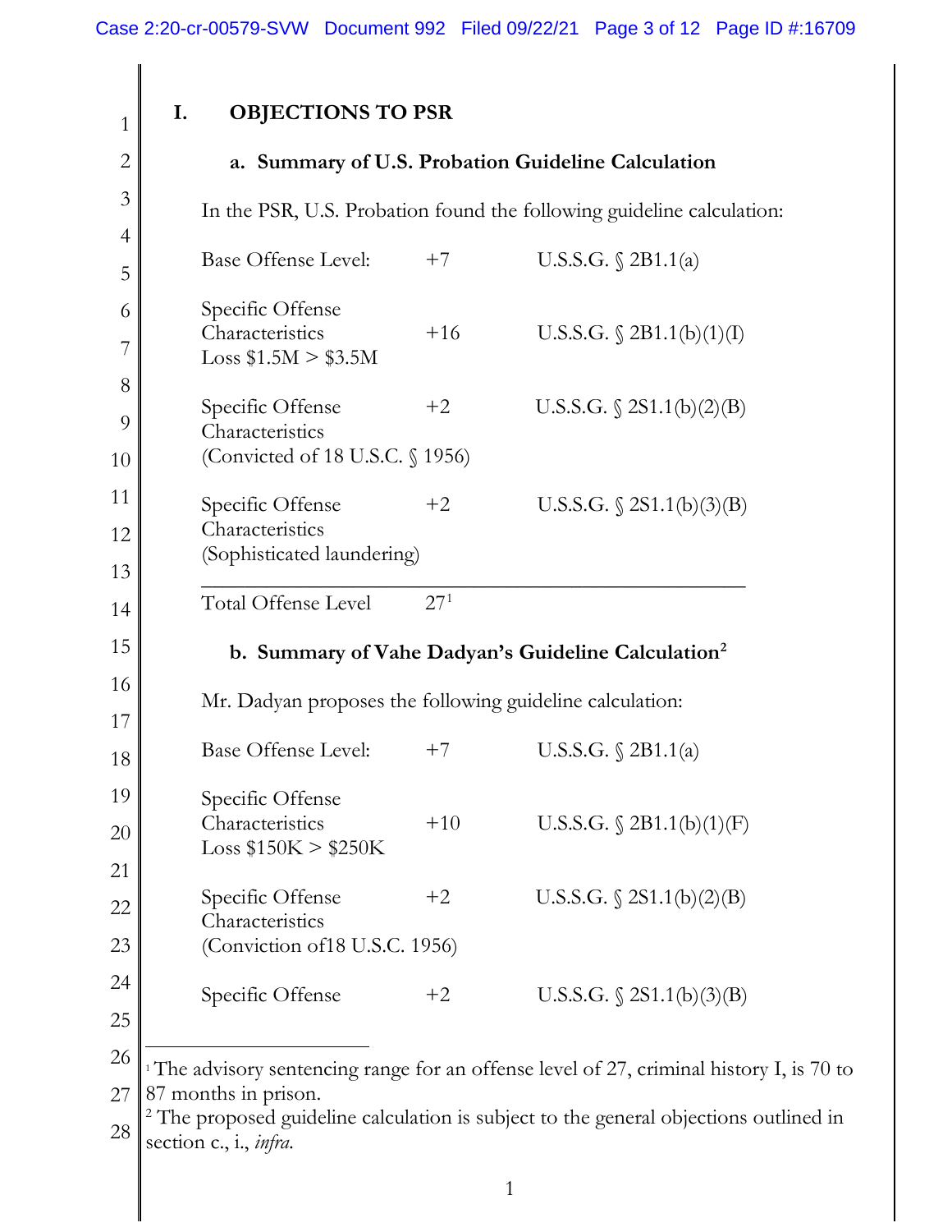## I. OBJECTIONS TO PSR

### a. Summary of U.S. Probation Guideline Calculation

In the PSR, U.S. Probation found the following guideline calculation:

| | | |
|---|---|---|
| Base Offense Level: | +7 | U.S.S.G. § 2B1.1(a) |
| Specific Offense Characteristics Loss $1.5M > $3.5M | +16 | U.S.S.G. § 2B1.1(b)(1)(I) |
| Specific Offense Characteristics (Convicted of 18 U.S.C. § 1956) | +2 | U.S.S.G. § 2S1.1(b)(2)(B) |
| Specific Offense Characteristics (Sophisticated laundering) | +2 | U.S.S.G. § 2S1.1(b)(3)(B) |
| Total Offense Level | 27[1] | |

### b. Summary of Vahe Dadyan's Guideline Calculation[2]

Mr. Dadyan proposes the following guideline calculation:

| | | |
|---|---|---|
| Base Offense Level: | +7 | U.S.S.G. § 2B1.1(a) |
| Specific Offense Characteristics Loss $150K > $250K | +10 | U.S.S.G. § 2B1.1(b)(1)(F) |
| Specific Offense Characteristics (Conviction of18 U.S.C. 1956) | +2 | U.S.S.G. § 2S1.1(b)(2)(B) |
| Specific Offense | +2 | U.S.S.G. § 2S1.1(b)(3)(B) |

---

[1] The advisory sentencing range for an offense level of 27, criminal history I, is 70 to 87 months in prison.

[2] The proposed guideline calculation is subject to the general objections outlined in section c., i., *infra.*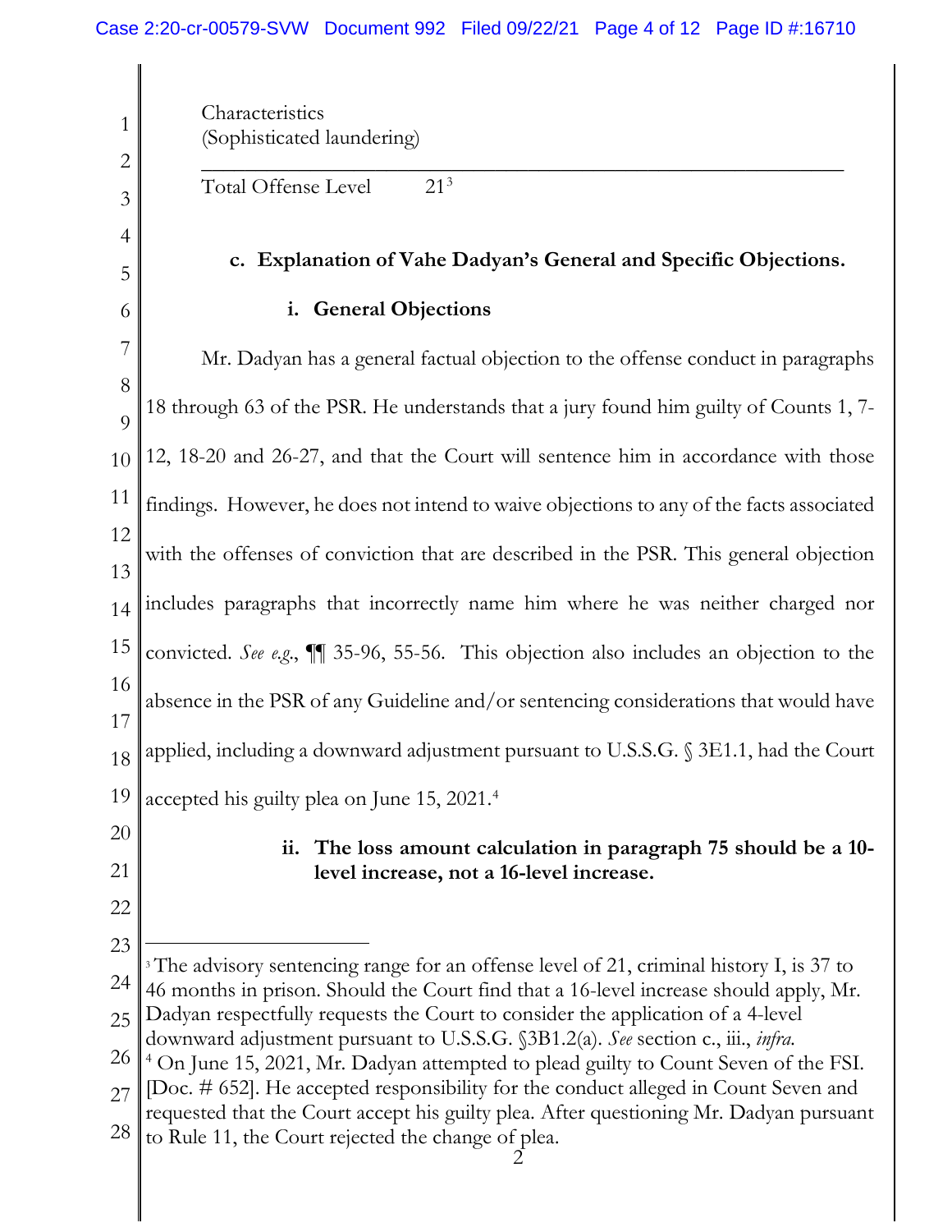Characteristics
(Sophisticated laundering)

Total Offense Level 21[3]

**c. Explanation of Vahe Dadyan's General and Specific Objections.**

**i. General Objections**

Mr. Dadyan has a general factual objection to the offense conduct in paragraphs 18 through 63 of the PSR. He understands that a jury found him guilty of Counts 1, 7-12, 18-20 and 26-27, and that the Court will sentence him in accordance with those findings. However, he does not intend to waive objections to any of the facts associated with the offenses of conviction that are described in the PSR. This general objection includes paragraphs that incorrectly name him where he was neither charged nor convicted. *See e.g.*, ¶¶ 35-96, 55-56. This objection also includes an objection to the absence in the PSR of any Guideline and/or sentencing considerations that would have applied, including a downward adjustment pursuant to U.S.S.G. § 3E1.1, had the Court accepted his guilty plea on June 15, 2021.[4]

**ii. The loss amount calculation in paragraph 75 should be a 10-level increase, not a 16-level increase.**

---

[3] The advisory sentencing range for an offense level of 21, criminal history I, is 37 to 46 months in prison. Should the Court find that a 16-level increase should apply, Mr. Dadyan respectfully requests the Court to consider the application of a 4-level downward adjustment pursuant to U.S.S.G. §3B1.2(a). *See* section c., iii., *infra.*

[4] On June 15, 2021, Mr. Dadyan attempted to plead guilty to Count Seven of the FSI. [Doc. # 652]. He accepted responsibility for the conduct alleged in Count Seven and requested that the Court accept his guilty plea. After questioning Mr. Dadyan pursuant to Rule 11, the Court rejected the change of plea.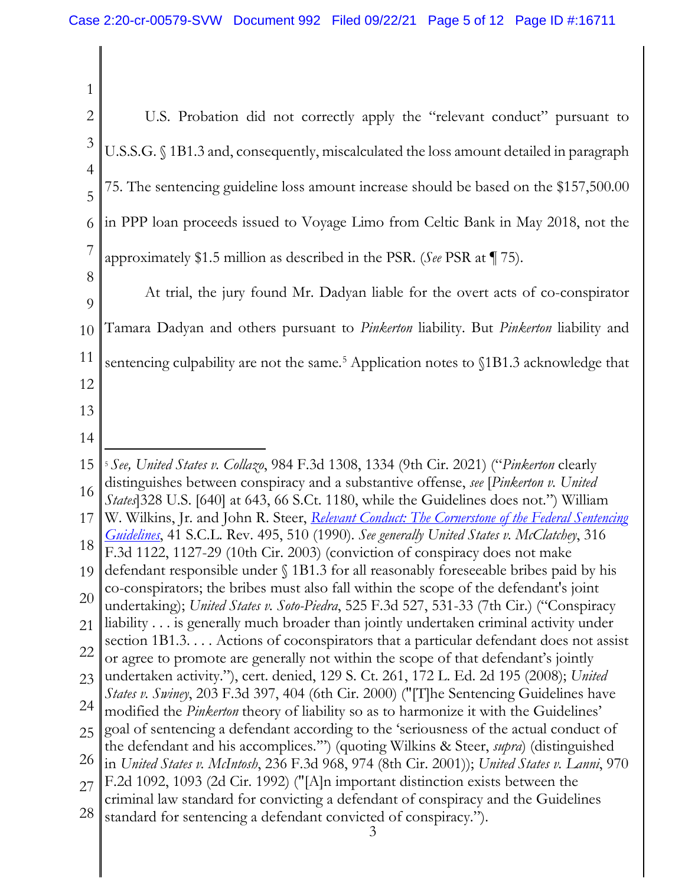U.S. Probation did not correctly apply the "relevant conduct" pursuant to U.S.S.G. § 1B1.3 and, consequently, miscalculated the loss amount detailed in paragraph 75. The sentencing guideline loss amount increase should be based on the $157,500.00 in PPP loan proceeds issued to Voyage Limo from Celtic Bank in May 2018, not the approximately $1.5 million as described in the PSR. (*See* PSR at ¶ 75).

At trial, the jury found Mr. Dadyan liable for the overt acts of co-conspirator Tamara Dadyan and others pursuant to *Pinkerton* liability. But *Pinkerton* liability and sentencing culpability are not the same.[5] Application notes to §1B1.3 acknowledge that

---

[5] *See, United States v. Collazo*, 984 F.3d 1308, 1334 (9th Cir. 2021) ("*Pinkerton* clearly distinguishes between conspiracy and a substantive offense, *see* [*Pinkerton v. United States*]328 U.S. [640] at 643, 66 S.Ct. 1180, while the Guidelines does not.") William W. Wilkins, Jr. and John R. Steer, *Relevant Conduct: The Cornerstone of the Federal Sentencing Guidelines*, 41 S.C.L. Rev. 495, 510 (1990). *See generally United States v. McClatchey*, 316 F.3d 1122, 1127-29 (10th Cir. 2003) (conviction of conspiracy does not make defendant responsible under § 1B1.3 for all reasonably foreseeable bribes paid by his co-conspirators; the bribes must also fall within the scope of the defendant's joint undertaking); *United States v. Soto-Piedra*, 525 F.3d 527, 531-33 (7th Cir.) ("Conspiracy liability . . . is generally much broader than jointly undertaken criminal activity under section 1B1.3. . . . Actions of coconspirators that a particular defendant does not assist or agree to promote are generally not within the scope of that defendant's jointly undertaken activity."), cert. denied, 129 S. Ct. 261, 172 L. Ed. 2d 195 (2008); *United States v. Swiney*, 203 F.3d 397, 404 (6th Cir. 2000) ("[T]he Sentencing Guidelines have modified the *Pinkerton* theory of liability so as to harmonize it with the Guidelines' goal of sentencing a defendant according to the 'seriousness of the actual conduct of the defendant and his accomplices.'") (quoting Wilkins & Steer, *supra*) (distinguished in *United States v. McIntosh*, 236 F.3d 968, 974 (8th Cir. 2001)); *United States v. Lanni*, 970 F.2d 1092, 1093 (2d Cir. 1992) ("[A]n important distinction exists between the criminal law standard for convicting a defendant of conspiracy and the Guidelines standard for sentencing a defendant convicted of conspiracy.").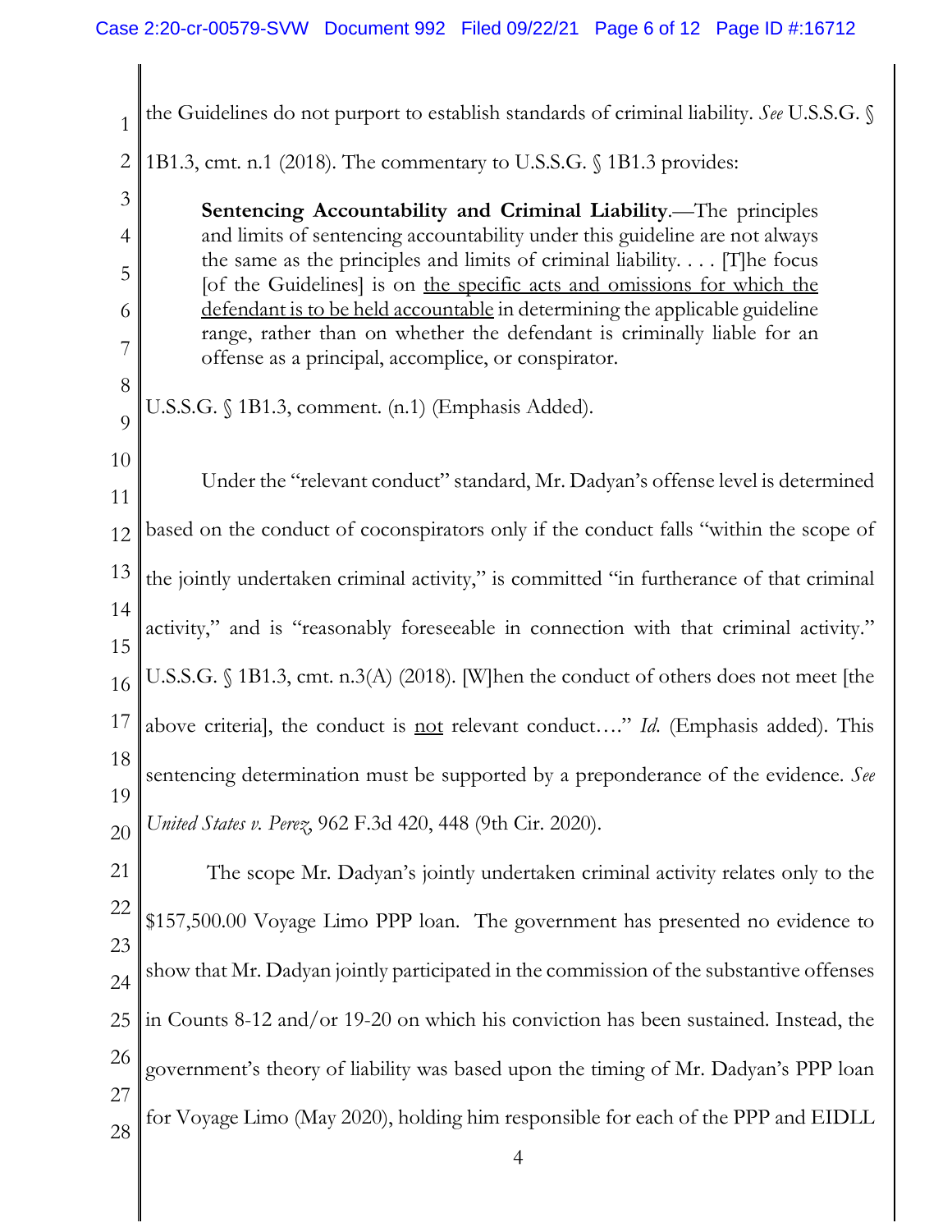the Guidelines do not purport to establish standards of criminal liability. *See* U.S.S.G. § 1B1.3, cmt. n.1 (2018). The commentary to U.S.S.G. § 1B1.3 provides:

> **Sentencing Accountability and Criminal Liability**.—The principles and limits of sentencing accountability under this guideline are not always the same as the principles and limits of criminal liability. . . . [T]he focus [of the Guidelines] is on <u>the specific acts and omissions for which the defendant is to be held accountable</u> in determining the applicable guideline range, rather than on whether the defendant is criminally liable for an offense as a principal, accomplice, or conspirator.

U.S.S.G. § 1B1.3, comment. (n.1) (Emphasis Added).

Under the "relevant conduct" standard, Mr. Dadyan's offense level is determined based on the conduct of coconspirators only if the conduct falls "within the scope of the jointly undertaken criminal activity," is committed "in furtherance of that criminal activity," and is "reasonably foreseeable in connection with that criminal activity." U.S.S.G. § 1B1.3, cmt. n.3(A) (2018). [W]hen the conduct of others does not meet [the above criteria], the conduct is <u>not</u> relevant conduct…" *Id.* (Emphasis added). This sentencing determination must be supported by a preponderance of the evidence. *See United States v. Perez*, 962 F.3d 420, 448 (9th Cir. 2020).

The scope Mr. Dadyan's jointly undertaken criminal activity relates only to the $157,500.00 Voyage Limo PPP loan. The government has presented no evidence to show that Mr. Dadyan jointly participated in the commission of the substantive offenses in Counts 8-12 and/or 19-20 on which his conviction has been sustained. Instead, the government's theory of liability was based upon the timing of Mr. Dadyan's PPP loan for Voyage Limo (May 2020), holding him responsible for each of the PPP and EIDLL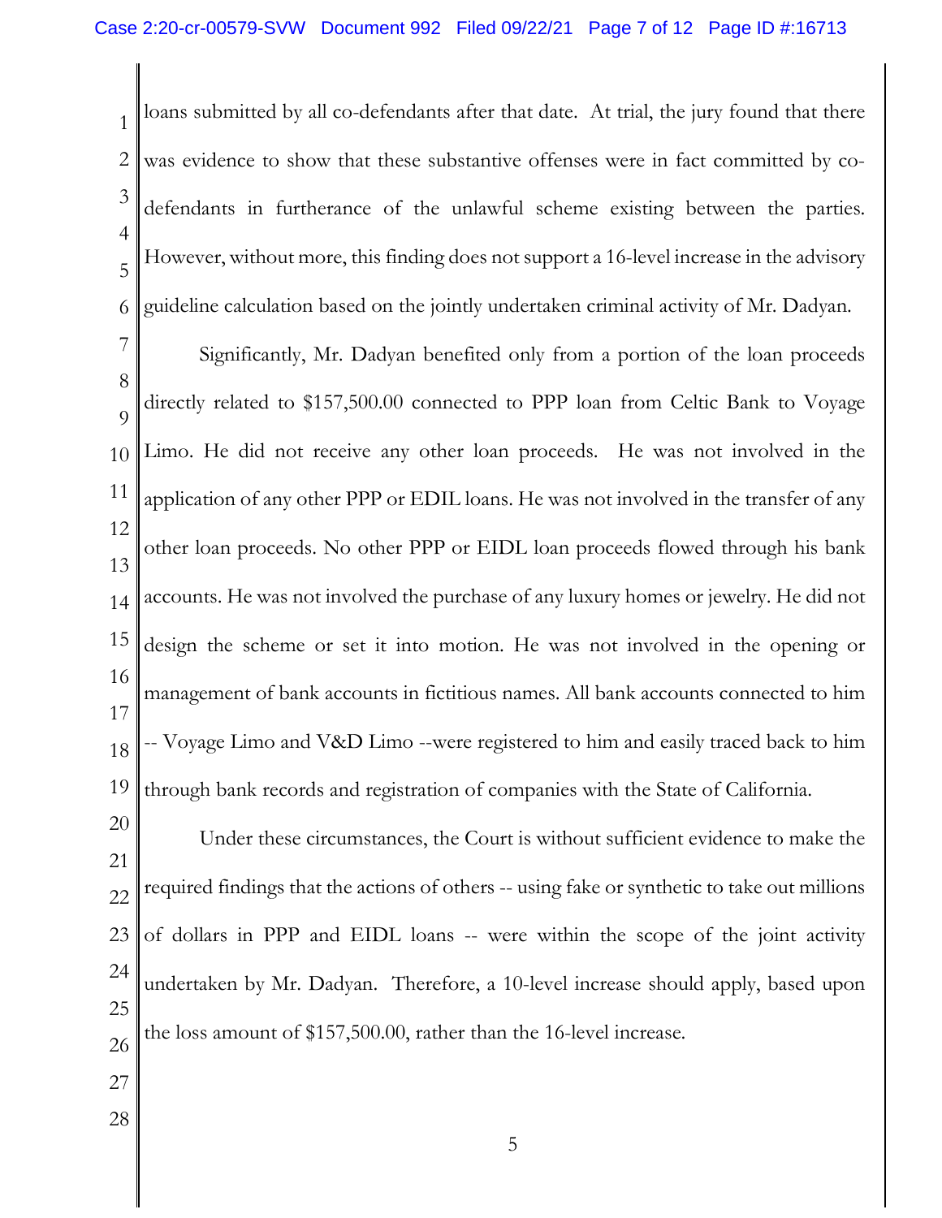loans submitted by all co-defendants after that date. At trial, the jury found that there was evidence to show that these substantive offenses were in fact committed by co-defendants in furtherance of the unlawful scheme existing between the parties. However, without more, this finding does not support a 16-level increase in the advisory guideline calculation based on the jointly undertaken criminal activity of Mr. Dadyan.

Significantly, Mr. Dadyan benefited only from a portion of the loan proceeds directly related to $157,500.00 connected to PPP loan from Celtic Bank to Voyage Limo. He did not receive any other loan proceeds. He was not involved in the application of any other PPP or EDIL loans. He was not involved in the transfer of any other loan proceeds. No other PPP or EIDL loan proceeds flowed through his bank accounts. He was not involved the purchase of any luxury homes or jewelry. He did not design the scheme or set it into motion. He was not involved in the opening or management of bank accounts in fictitious names. All bank accounts connected to him -- Voyage Limo and V&D Limo --were registered to him and easily traced back to him through bank records and registration of companies with the State of California.

Under these circumstances, the Court is without sufficient evidence to make the required findings that the actions of others -- using fake or synthetic to take out millions of dollars in PPP and EIDL loans -- were within the scope of the joint activity undertaken by Mr. Dadyan. Therefore, a 10-level increase should apply, based upon the loss amount of $157,500.00, rather than the 16-level increase.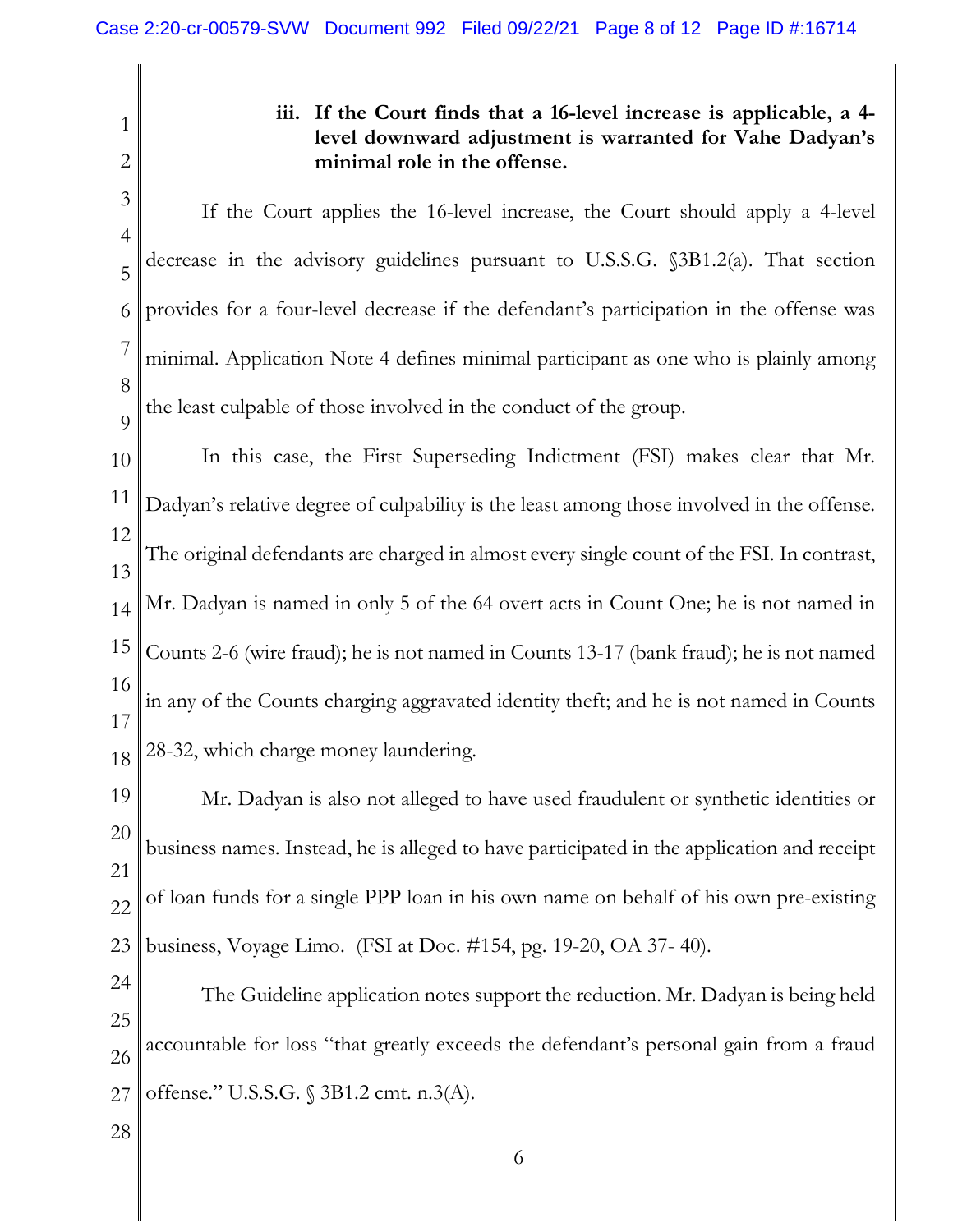### iii. If the Court finds that a 16-level increase is applicable, a 4-level downward adjustment is warranted for Vahe Dadyan's minimal role in the offense.

If the Court applies the 16-level increase, the Court should apply a 4-level decrease in the advisory guidelines pursuant to U.S.S.G. §3B1.2(a). That section provides for a four-level decrease if the defendant's participation in the offense was minimal. Application Note 4 defines minimal participant as one who is plainly among the least culpable of those involved in the conduct of the group.

In this case, the First Superseding Indictment (FSI) makes clear that Mr. Dadyan's relative degree of culpability is the least among those involved in the offense. The original defendants are charged in almost every single count of the FSI. In contrast, Mr. Dadyan is named in only 5 of the 64 overt acts in Count One; he is not named in Counts 2-6 (wire fraud); he is not named in Counts 13-17 (bank fraud); he is not named in any of the Counts charging aggravated identity theft; and he is not named in Counts 28-32, which charge money laundering.

Mr. Dadyan is also not alleged to have used fraudulent or synthetic identities or business names. Instead, he is alleged to have participated in the application and receipt of loan funds for a single PPP loan in his own name on behalf of his own pre-existing business, Voyage Limo. (FSI at Doc. #154, pg. 19-20, OA 37- 40).

The Guideline application notes support the reduction. Mr. Dadyan is being held accountable for loss "that greatly exceeds the defendant's personal gain from a fraud offense." U.S.S.G. § 3B1.2 cmt. n.3(A).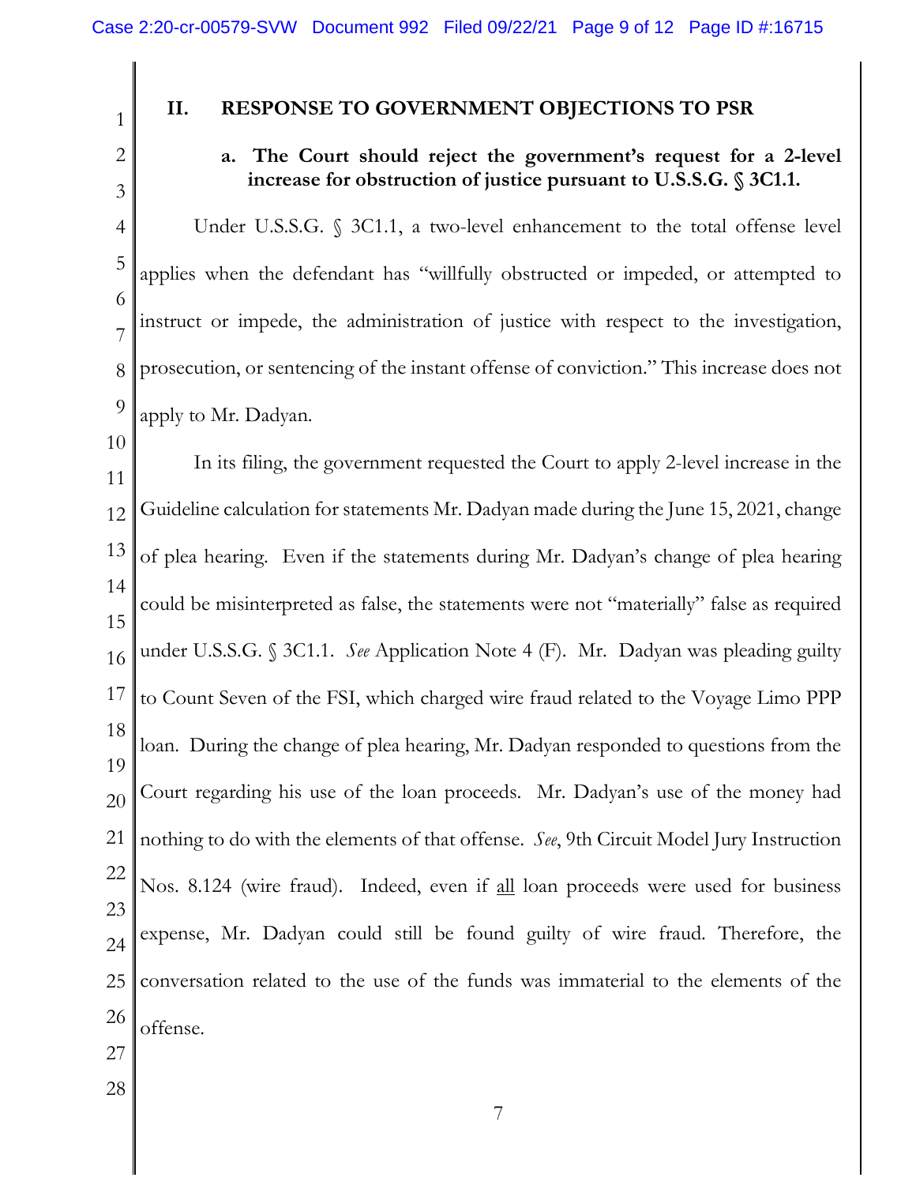## II. RESPONSE TO GOVERNMENT OBJECTIONS TO PSR

### a. The Court should reject the government's request for a 2-level increase for obstruction of justice pursuant to U.S.S.G. § 3C1.1.

Under U.S.S.G. § 3C1.1, a two-level enhancement to the total offense level applies when the defendant has "willfully obstructed or impeded, or attempted to instruct or impede, the administration of justice with respect to the investigation, prosecution, or sentencing of the instant offense of conviction." This increase does not apply to Mr. Dadyan.

In its filing, the government requested the Court to apply 2-level increase in the Guideline calculation for statements Mr. Dadyan made during the June 15, 2021, change of plea hearing. Even if the statements during Mr. Dadyan's change of plea hearing could be misinterpreted as false, the statements were not "materially" false as required under U.S.S.G. § 3C1.1. *See* Application Note 4 (F). Mr. Dadyan was pleading guilty to Count Seven of the FSI, which charged wire fraud related to the Voyage Limo PPP loan. During the change of plea hearing, Mr. Dadyan responded to questions from the Court regarding his use of the loan proceeds. Mr. Dadyan's use of the money had nothing to do with the elements of that offense. *See*, 9th Circuit Model Jury Instruction Nos. 8.124 (wire fraud). Indeed, even if <u>all</u> loan proceeds were used for business expense, Mr. Dadyan could still be found guilty of wire fraud. Therefore, the conversation related to the use of the funds was immaterial to the elements of the offense.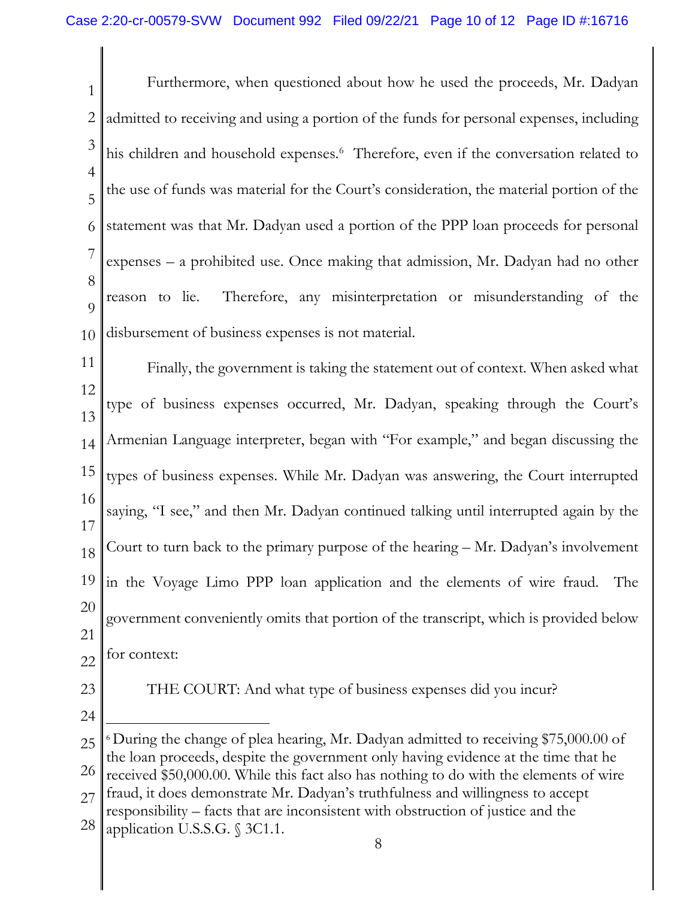Furthermore, when questioned about how he used the proceeds, Mr. Dadyan admitted to receiving and using a portion of the funds for personal expenses, including his children and household expenses.[6] Therefore, even if the conversation related to the use of funds was material for the Court's consideration, the material portion of the statement was that Mr. Dadyan used a portion of the PPP loan proceeds for personal expenses – a prohibited use. Once making that admission, Mr. Dadyan had no other reason to lie. Therefore, any misinterpretation or misunderstanding of the disbursement of business expenses is not material.

Finally, the government is taking the statement out of context. When asked what type of business expenses occurred, Mr. Dadyan, speaking through the Court's Armenian Language interpreter, began with "For example," and began discussing the types of business expenses. While Mr. Dadyan was answering, the Court interrupted saying, "I see," and then Mr. Dadyan continued talking until interrupted again by the Court to turn back to the primary purpose of the hearing – Mr. Dadyan's involvement in the Voyage Limo PPP loan application and the elements of wire fraud. The government conveniently omits that portion of the transcript, which is provided below for context:

THE COURT: And what type of business expenses did you incur?

---

[6] During the change of plea hearing, Mr. Dadyan admitted to receiving $75,000.00 of the loan proceeds, despite the government only having evidence at the time that he received $50,000.00. While this fact also has nothing to do with the elements of wire fraud, it does demonstrate Mr. Dadyan's truthfulness and willingness to accept responsibility – facts that are inconsistent with obstruction of justice and the application U.S.S.G. § 3C1.1.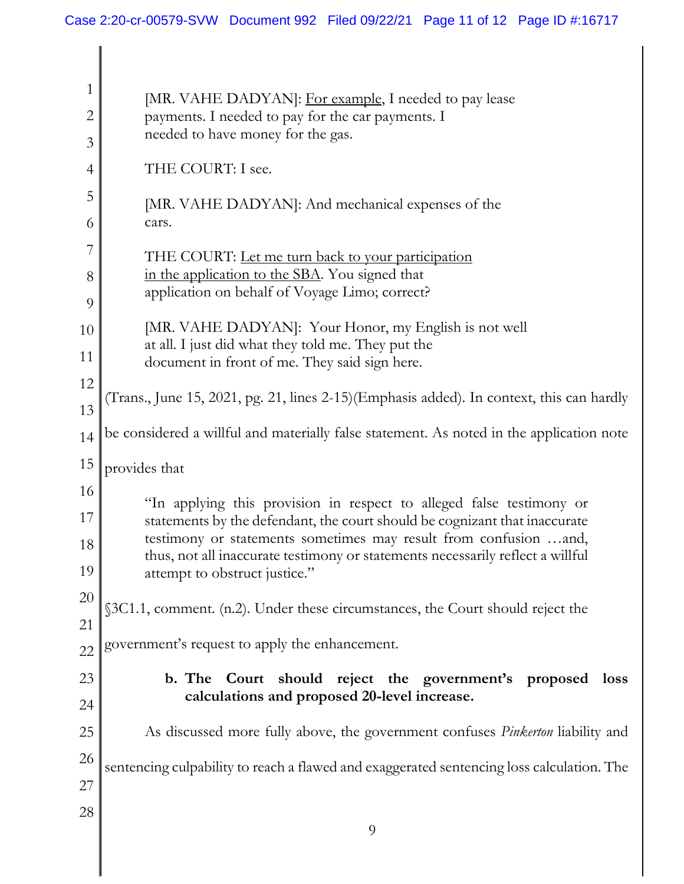> [MR. VAHE DADYAN]: <u>For example</u>, I needed to pay lease payments. I needed to pay for the car payments. I needed to have money for the gas.
>
> THE COURT: I see.
>
> [MR. VAHE DADYAN]: And mechanical expenses of the cars.
>
> THE COURT: <u>Let me turn back to your participation in the application to the SBA</u>. You signed that application on behalf of Voyage Limo; correct?
>
> [MR. VAHE DADYAN]: Your Honor, my English is not well at all. I just did what they told me. They put the document in front of me. They said sign here.

(Trans., June 15, 2021, pg. 21, lines 2-15)(Emphasis added). In context, this can hardly be considered a willful and materially false statement. As noted in the application note provides that

> "In applying this provision in respect to alleged false testimony or statements by the defendant, the court should be cognizant that inaccurate testimony or statements sometimes may result from confusion …and, thus, not all inaccurate testimony or statements necessarily reflect a willful attempt to obstruct justice."

§3C1.1, comment. (n.2). Under these circumstances, the Court should reject the government's request to apply the enhancement.

**b. The Court should reject the government's proposed loss calculations and proposed 20-level increase.**

As discussed more fully above, the government confuses *Pinkerton* liability and sentencing culpability to reach a flawed and exaggerated sentencing loss calculation. The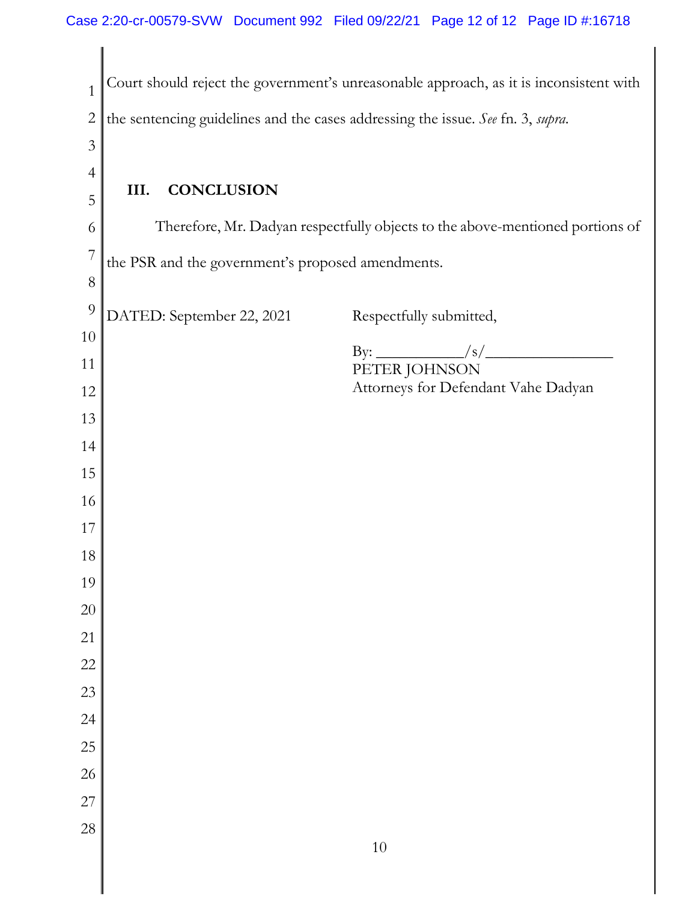Court should reject the government's unreasonable approach, as it is inconsistent with the sentencing guidelines and the cases addressing the issue. *See* fn. 3, *supra*.

## III. CONCLUSION

Therefore, Mr. Dadyan respectfully objects to the above-mentioned portions of the PSR and the government's proposed amendments.

DATED: September 22, 2021

Respectfully submitted,

By: ___________/s/_________________
PETER JOHNSON
Attorneys for Defendant Vahe Dadyan